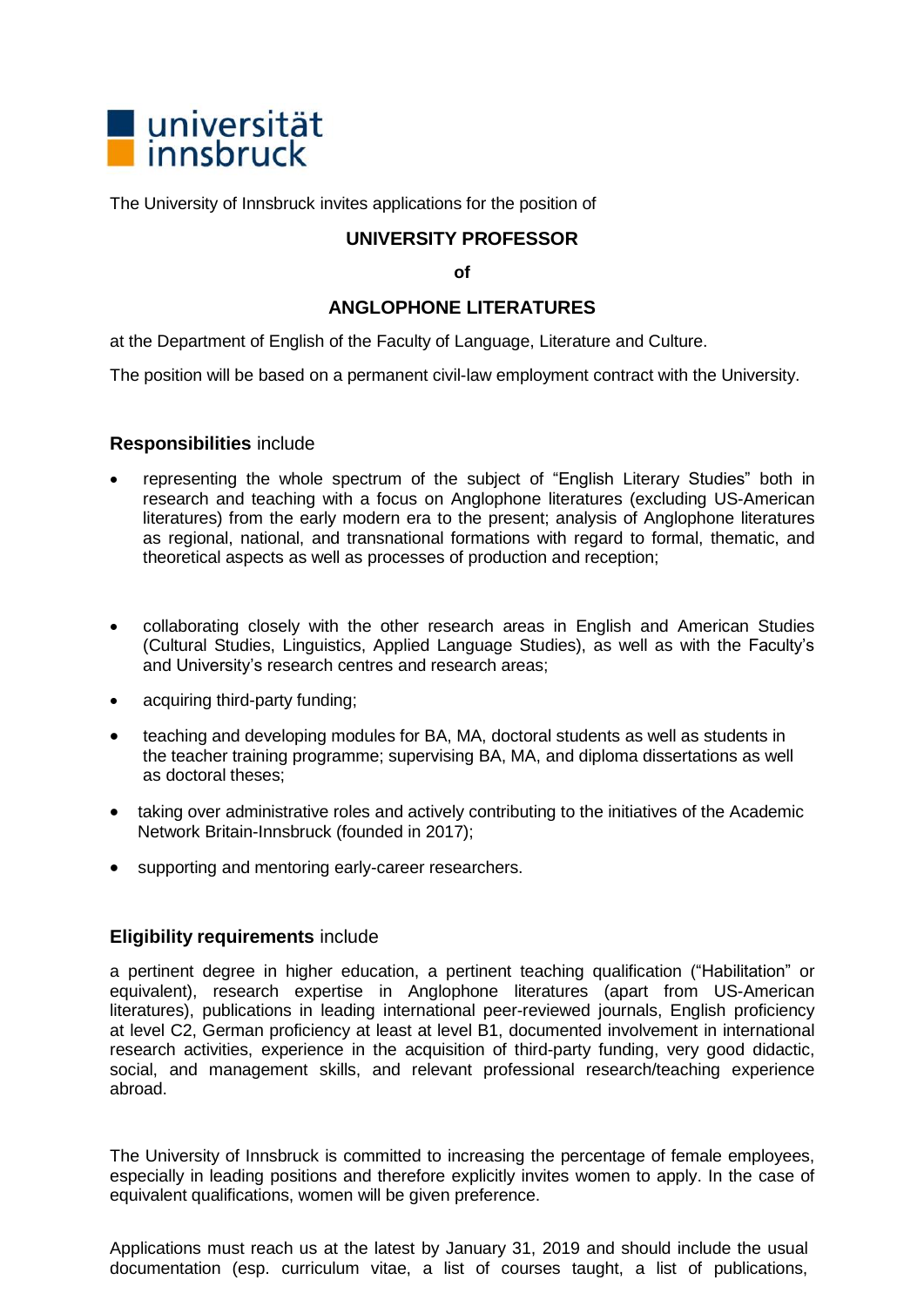universität innsbruck

The University of Innsbruck invites applications for the position of

**UNIVERSITY PROFESSOR**

**of**

**ANGLOPHONE LITERATURES**

at the Department of English of the Faculty of Language, Literature and Culture.

The position will be based on a permanent civil-law employment contract with the University.

**Responsibilities** include

- representing the whole spectrum of the subject of "English Literary Studies" both in research and teaching with a focus on Anglophone literatures (excluding US-American literatures) from the early modern era to the present; analysis of Anglophone literatures as regional, national, and transnational formations with regard to formal, thematic, and theoretical aspects as well as processes of production and reception;
- collaborating closely with the other research areas in English and American Studies (Cultural Studies, Linguistics, Applied Language Studies), as well as with the Faculty's and University's research centres and research areas;
- acquiring third-party funding;
- teaching and developing modules for BA, MA, doctoral students as well as students in the teacher training programme; supervising BA, MA, and diploma dissertations as well as doctoral theses;
- taking over administrative roles and actively contributing to the initiatives of the Academic Network Britain-Innsbruck (founded in 2017);
- supporting and mentoring early-career researchers.

**Eligibility requirements** include

a pertinent degree in higher education, a pertinent teaching qualification ("Habilitation" or equivalent), research expertise in Anglophone literatures (apart from US-American literatures), publications in leading international peer-reviewed journals, English proficiency at level C2, German proficiency at least at level B1, documented involvement in international research activities, experience in the acquisition of third-party funding, very good didactic, social, and management skills, and relevant professional research/teaching experience abroad.

The University of Innsbruck is committed to increasing the percentage of female employees, especially in leading positions and therefore explicitly invites women to apply. In the case of equivalent qualifications, women will be given preference.

Applications must reach us at the latest by January 31, 2019 and should include the usual documentation (esp. curriculum vitae, a list of courses taught, a list of publications,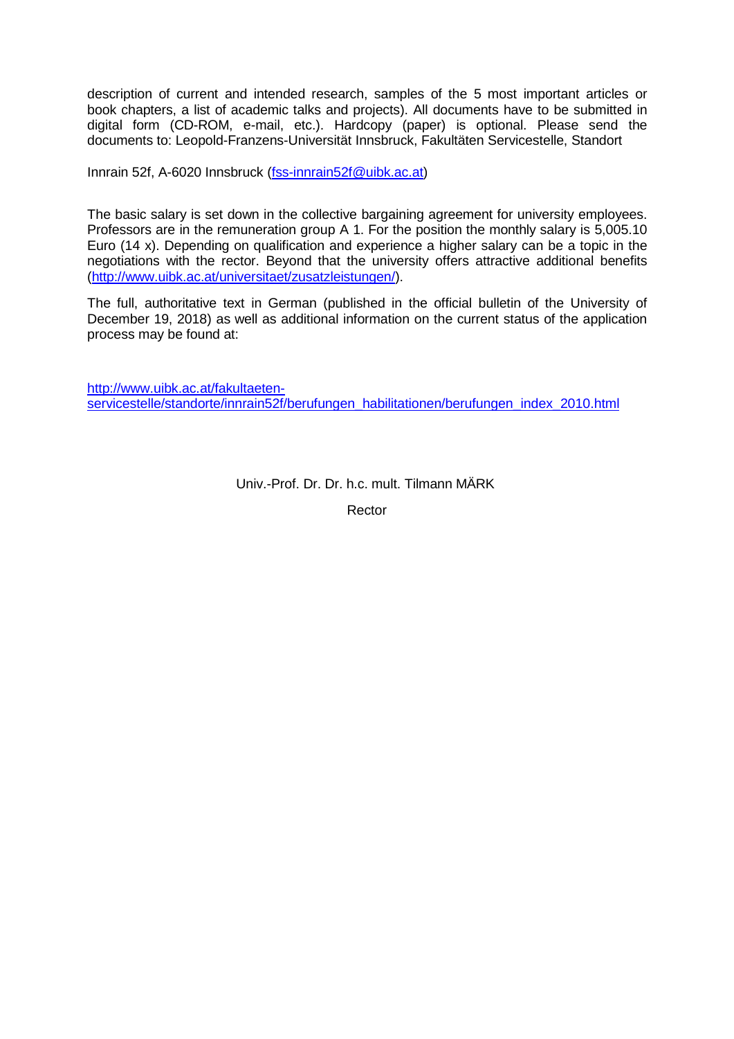description of current and intended research, samples of the 5 most important articles or book chapters, a list of academic talks and projects). All documents have to be submitted in digital form (CD-ROM, e-mail, etc.). Hardcopy (paper) is optional. Please send the documents to: Leopold-Franzens-Universität Innsbruck, Fakultäten Servicestelle, Standort

Innrain 52f, A-6020 Innsbruck (fss-innrain52f@uibk.ac.at)

The basic salary is set down in the collective bargaining agreement for university employees. Professors are in the remuneration group A 1. For the position the monthly salary is 5,005.10 Euro (14 x). Depending on qualification and experience a higher salary can be a topic in the negotiations with the rector. Beyond that the university offers attractive additional benefits (http://www.uibk.ac.at/universitaet/zusatzleistungen/).

The full, authoritative text in German (published in the official bulletin of the University of December 19, 2018) as well as additional information on the current status of the application process may be found at:

http://www.uibk.ac.at/fakultaeten-servicestelle/standorte/innrain52f/berufungen_habilitationen/berufungen_index_2010.html

Univ.-Prof. Dr. Dr. h.c. mult. Tilmann MÄRK

Rector